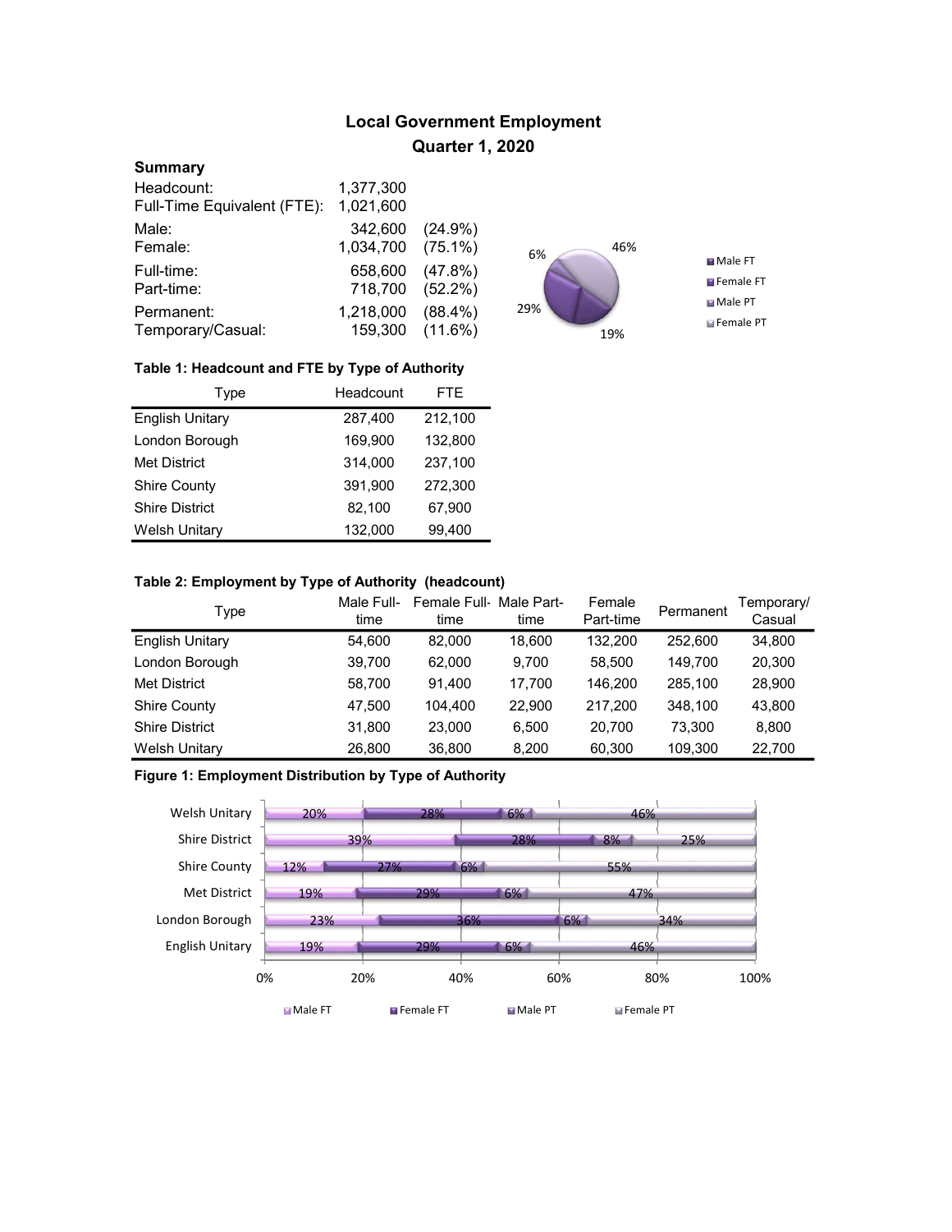# Local Government Employment
## Quarter 1, 2020

**Summary**

| | | |
|---|---|---|
| Headcount: | 1,377,300 | |
| Full-Time Equivalent (FTE): | 1,021,600 | |
| Male: | 342,600 | (24.9%) |
| Female: | 1,034,700 | (75.1%) |
| Full-time: | 658,600 | (47.8%) |
| Part-time: | 718,700 | (52.2%) |
| Permanent: | 1,218,000 | (88.4%) |
| Temporary/Casual: | 159,300 | (11.6%) |

**Table 1: Headcount and FTE by Type of Authority**

| Type | Headcount | FTE |
|---|---|---|
| English Unitary | 287,400 | 212,100 |
| London Borough | 169,900 | 132,800 |
| Met District | 314,000 | 237,100 |
| Shire County | 391,900 | 272,300 |
| Shire District | 82,100 | 67,900 |
| Welsh Unitary | 132,000 | 99,400 |

**Table 2: Employment by Type of Authority (headcount)**

| Type | Male Full-time | Female Full-time | Male Part-time | Female Part-time | Permanent | Temporary/ Casual |
|---|---|---|---|---|---|---|
| English Unitary | 54,600 | 82,000 | 18,600 | 132,200 | 252,600 | 34,800 |
| London Borough | 39,700 | 62,000 | 9,700 | 58,500 | 149,700 | 20,300 |
| Met District | 58,700 | 91,400 | 17,700 | 146,200 | 285,100 | 28,900 |
| Shire County | 47,500 | 104,400 | 22,900 | 217,200 | 348,100 | 43,800 |
| Shire District | 31,800 | 23,000 | 6,500 | 20,700 | 73,300 | 8,800 |
| Welsh Unitary | 26,800 | 36,800 | 8,200 | 60,300 | 109,300 | 22,700 |

**Figure 1: Employment Distribution by Type of Authority**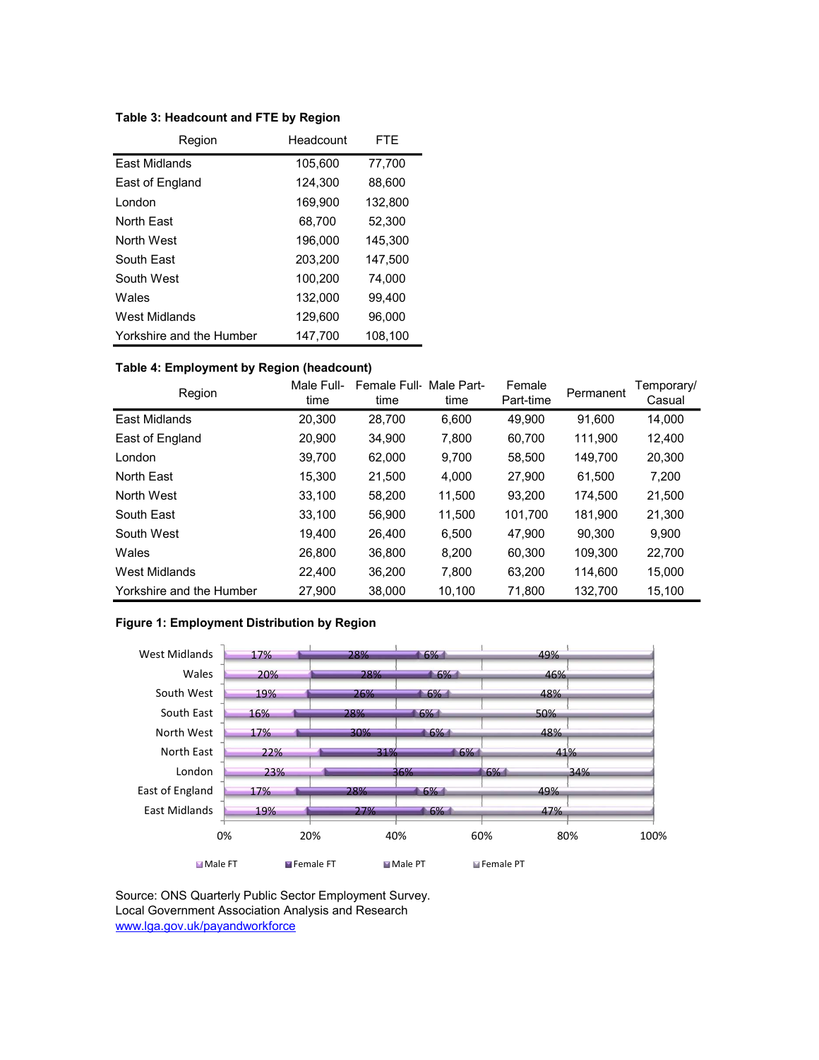**Table 3: Headcount and FTE by Region**

| Region | Headcount | FTE |
|---|---|---|
| East Midlands | 105,600 | 77,700 |
| East of England | 124,300 | 88,600 |
| London | 169,900 | 132,800 |
| North East | 68,700 | 52,300 |
| North West | 196,000 | 145,300 |
| South East | 203,200 | 147,500 |
| South West | 100,200 | 74,000 |
| Wales | 132,000 | 99,400 |
| West Midlands | 129,600 | 96,000 |
| Yorkshire and the Humber | 147,700 | 108,100 |

**Table 4: Employment by Region (headcount)**

| Region | Male Full-time | Female Full-time | Male Part-time | Female Part-time | Permanent | Temporary/ Casual |
|---|---|---|---|---|---|---|
| East Midlands | 20,300 | 28,700 | 6,600 | 49,900 | 91,600 | 14,000 |
| East of England | 20,900 | 34,900 | 7,800 | 60,700 | 111,900 | 12,400 |
| London | 39,700 | 62,000 | 9,700 | 58,500 | 149,700 | 20,300 |
| North East | 15,300 | 21,500 | 4,000 | 27,900 | 61,500 | 7,200 |
| North West | 33,100 | 58,200 | 11,500 | 93,200 | 174,500 | 21,500 |
| South East | 33,100 | 56,900 | 11,500 | 101,700 | 181,900 | 21,300 |
| South West | 19,400 | 26,400 | 6,500 | 47,900 | 90,300 | 9,900 |
| Wales | 26,800 | 36,800 | 8,200 | 60,300 | 109,300 | 22,700 |
| West Midlands | 22,400 | 36,200 | 7,800 | 63,200 | 114,600 | 15,000 |
| Yorkshire and the Humber | 27,900 | 38,000 | 10,100 | 71,800 | 132,700 | 15,100 |

**Figure 1: Employment Distribution by Region**

West Midlands 17% 28% 6% 49%
Wales 20% 28% 6% 46%
South West 19% 26% 6% 48%
South East 16% 28% 6% 50%
North West 17% 30% 6% 48%
North East 22% 31% 6% 41%
London 23% 36% 6% 34%
East of England 17% 28% 6% 49%
East Midlands 19% 27% 6% 47%

0% 20% 40% 60% 80% 100%

Male FT | Female FT | Male PT | Female PT

Source: ONS Quarterly Public Sector Employment Survey.
Local Government Association Analysis and Research
[www.lga.gov.uk/payandworkforce](http://www.lga.gov.uk/payandworkforce)